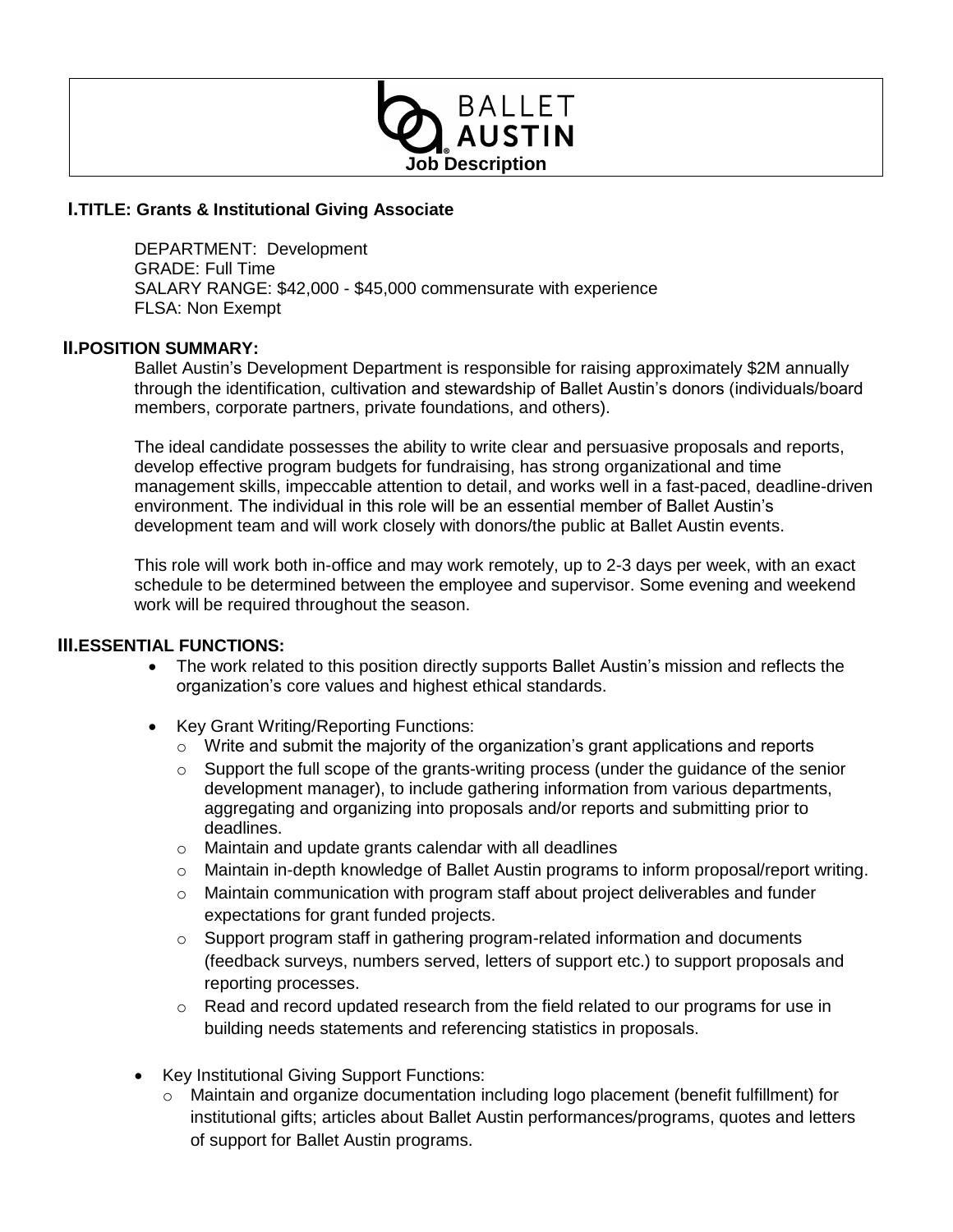BALLET AUSTIN

**Job Description**

## I. TITLE: Grants & Institutional Giving Associate

DEPARTMENT: Development
GRADE: Full Time
SALARY RANGE: $42,000 - $45,000 commensurate with experience
FLSA: Non Exempt

## II. POSITION SUMMARY:

Ballet Austin's Development Department is responsible for raising approximately $2M annually through the identification, cultivation and stewardship of Ballet Austin's donors (individuals/board members, corporate partners, private foundations, and others).

The ideal candidate possesses the ability to write clear and persuasive proposals and reports, develop effective program budgets for fundraising, has strong organizational and time management skills, impeccable attention to detail, and works well in a fast-paced, deadline-driven environment. The individual in this role will be an essential member of Ballet Austin's development team and will work closely with donors/the public at Ballet Austin events.

This role will work both in-office and may work remotely, up to 2-3 days per week, with an exact schedule to be determined between the employee and supervisor. Some evening and weekend work will be required throughout the season.

## III. ESSENTIAL FUNCTIONS:

- The work related to this position directly supports Ballet Austin's mission and reflects the organization's core values and highest ethical standards.
- Key Grant Writing/Reporting Functions:
  - Write and submit the majority of the organization's grant applications and reports
  - Support the full scope of the grants-writing process (under the guidance of the senior development manager), to include gathering information from various departments, aggregating and organizing into proposals and/or reports and submitting prior to deadlines.
  - Maintain and update grants calendar with all deadlines
  - Maintain in-depth knowledge of Ballet Austin programs to inform proposal/report writing.
  - Maintain communication with program staff about project deliverables and funder expectations for grant funded projects.
  - Support program staff in gathering program-related information and documents (feedback surveys, numbers served, letters of support etc.) to support proposals and reporting processes.
  - Read and record updated research from the field related to our programs for use in building needs statements and referencing statistics in proposals.
- Key Institutional Giving Support Functions:
  - Maintain and organize documentation including logo placement (benefit fulfillment) for institutional gifts; articles about Ballet Austin performances/programs, quotes and letters of support for Ballet Austin programs.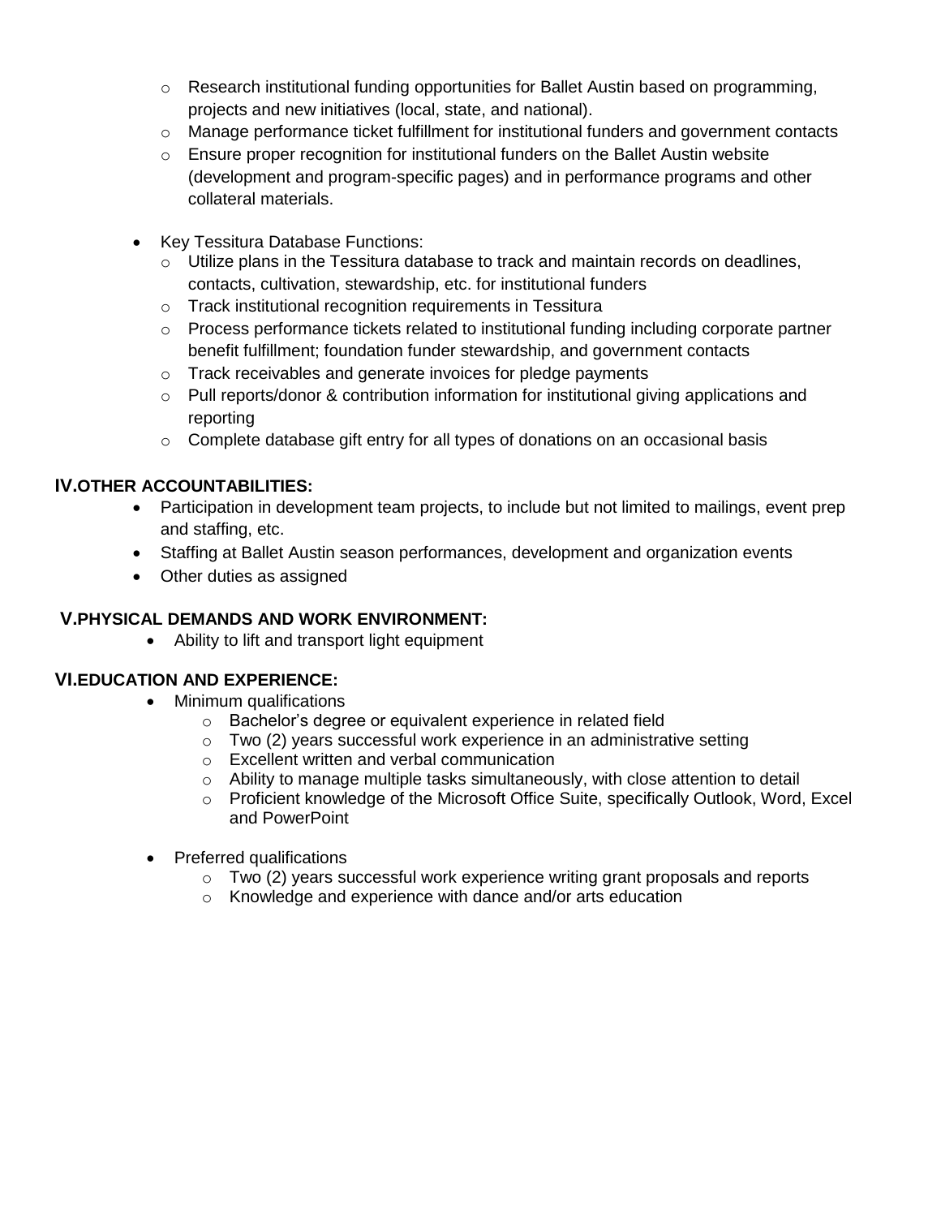- Research institutional funding opportunities for Ballet Austin based on programming, projects and new initiatives (local, state, and national).
  - Manage performance ticket fulfillment for institutional funders and government contacts
  - Ensure proper recognition for institutional funders on the Ballet Austin website (development and program-specific pages) and in performance programs and other collateral materials.

- Key Tessitura Database Functions:
  - Utilize plans in the Tessitura database to track and maintain records on deadlines, contacts, cultivation, stewardship, etc. for institutional funders
  - Track institutional recognition requirements in Tessitura
  - Process performance tickets related to institutional funding including corporate partner benefit fulfillment; foundation funder stewardship, and government contacts
  - Track receivables and generate invoices for pledge payments
  - Pull reports/donor & contribution information for institutional giving applications and reporting
  - Complete database gift entry for all types of donations on an occasional basis

## IV. OTHER ACCOUNTABILITIES:

- Participation in development team projects, to include but not limited to mailings, event prep and staffing, etc.
- Staffing at Ballet Austin season performances, development and organization events
- Other duties as assigned

## V. PHYSICAL DEMANDS AND WORK ENVIRONMENT:

- Ability to lift and transport light equipment

## VI. EDUCATION AND EXPERIENCE:

- Minimum qualifications
  - Bachelor's degree or equivalent experience in related field
  - Two (2) years successful work experience in an administrative setting
  - Excellent written and verbal communication
  - Ability to manage multiple tasks simultaneously, with close attention to detail
  - Proficient knowledge of the Microsoft Office Suite, specifically Outlook, Word, Excel and PowerPoint

- Preferred qualifications
  - Two (2) years successful work experience writing grant proposals and reports
  - Knowledge and experience with dance and/or arts education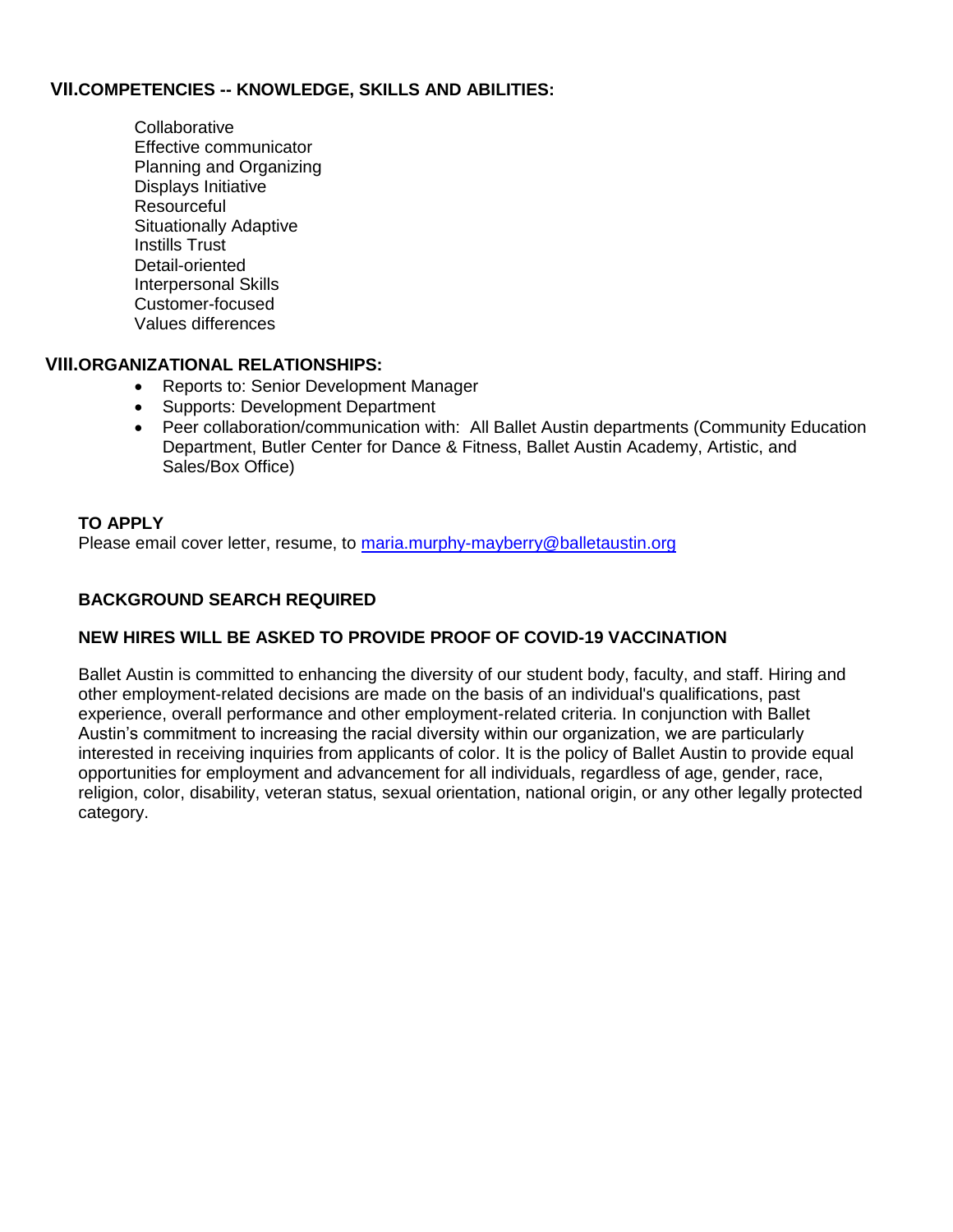## VII. COMPETENCIES -- KNOWLEDGE, SKILLS AND ABILITIES:

Collaborative
Effective communicator
Planning and Organizing
Displays Initiative
Resourceful
Situationally Adaptive
Instills Trust
Detail-oriented
Interpersonal Skills
Customer-focused
Values differences

## VIII. ORGANIZATIONAL RELATIONSHIPS:

- Reports to: Senior Development Manager
- Supports: Development Department
- Peer collaboration/communication with: All Ballet Austin departments (Community Education Department, Butler Center for Dance & Fitness, Ballet Austin Academy, Artistic, and Sales/Box Office)

**TO APPLY**
Please email cover letter, resume, to maria.murphy-mayberry@balletaustin.org

**BACKGROUND SEARCH REQUIRED**

**NEW HIRES WILL BE ASKED TO PROVIDE PROOF OF COVID-19 VACCINATION**

Ballet Austin is committed to enhancing the diversity of our student body, faculty, and staff. Hiring and other employment-related decisions are made on the basis of an individual's qualifications, past experience, overall performance and other employment-related criteria. In conjunction with Ballet Austin's commitment to increasing the racial diversity within our organization, we are particularly interested in receiving inquiries from applicants of color. It is the policy of Ballet Austin to provide equal opportunities for employment and advancement for all individuals, regardless of age, gender, race, religion, color, disability, veteran status, sexual orientation, national origin, or any other legally protected category.